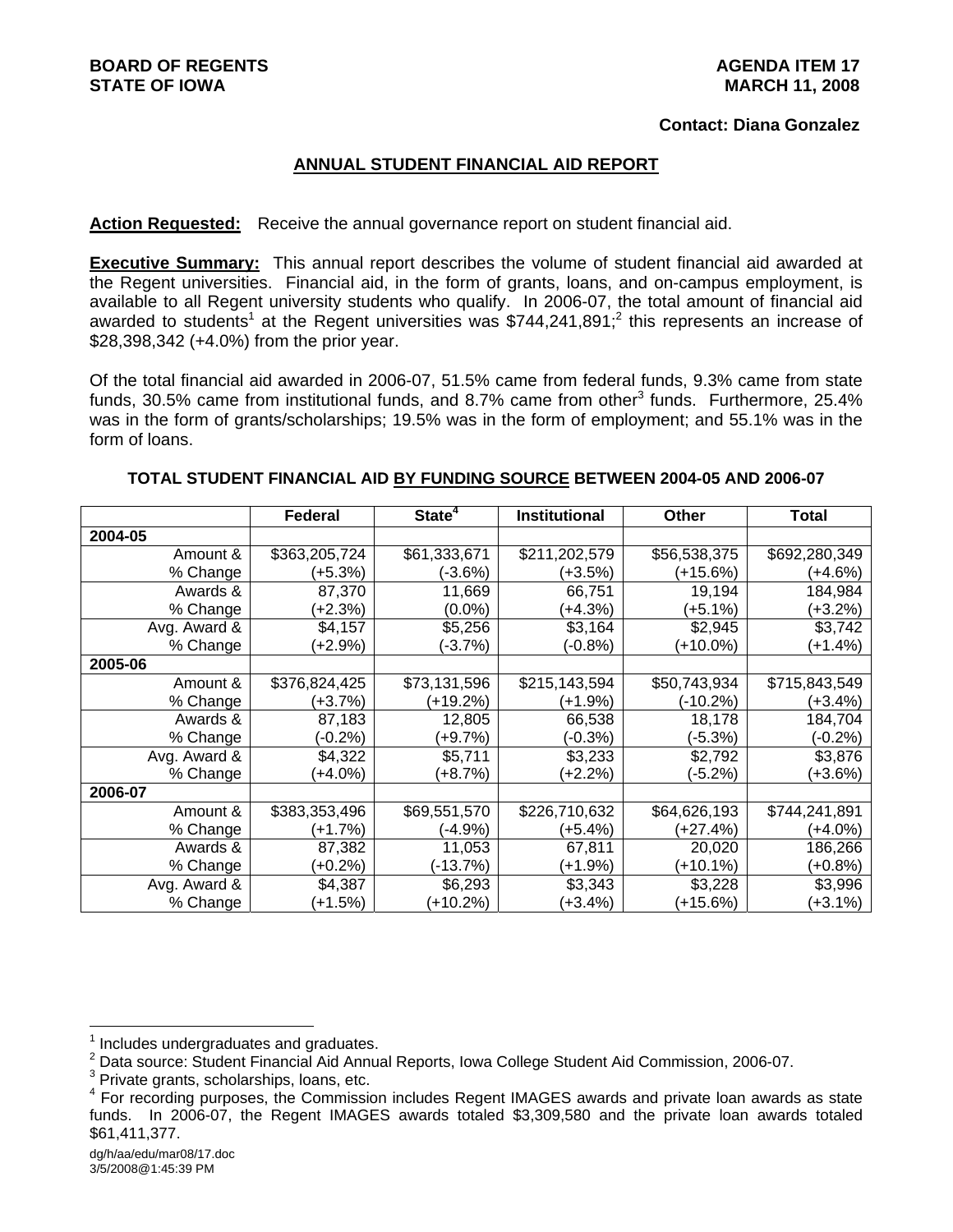**BOARD OF REGENTS**
**STATE OF IOWA**

**AGENDA ITEM 17**
**MARCH 11, 2008**

**Contact: Diana Gonzalez**

## ANNUAL STUDENT FINANCIAL AID REPORT

**Action Requested:** Receive the annual governance report on student financial aid.

**Executive Summary:** This annual report describes the volume of student financial aid awarded at the Regent universities. Financial aid, in the form of grants, loans, and on-campus employment, is available to all Regent university students who qualify. In 2006-07, the total amount of financial aid awarded to students[1] at the Regent universities was $744,241,891;[2] this represents an increase of $28,398,342 (+4.0%) from the prior year.

Of the total financial aid awarded in 2006-07, 51.5% came from federal funds, 9.3% came from state funds, 30.5% came from institutional funds, and 8.7% came from other[3] funds. Furthermore, 25.4% was in the form of grants/scholarships; 19.5% was in the form of employment; and 55.1% was in the form of loans.

**TOTAL STUDENT FINANCIAL AID BY FUNDING SOURCE BETWEEN 2004-05 AND 2006-07**

| | Federal | State[4] | Institutional | Other | Total |
|---|---|---|---|---|---|
| **2004-05** | | | | | |
| Amount & % Change | $363,205,724 (+5.3%) | $61,333,671 (-3.6%) | $211,202,579 (+3.5%) | $56,538,375 (+15.6%) | $692,280,349 (+4.6%) |
| Awards & % Change | 87,370 (+2.3%) | 11,669 (0.0%) | 66,751 (+4.3%) | 19,194 (+5.1%) | 184,984 (+3.2%) |
| Avg. Award & % Change | $4,157 (+2.9%) | $5,256 (-3.7%) | $3,164 (-0.8%) | $2,945 (+10.0%) | $3,742 (+1.4%) |
| **2005-06** | | | | | |
| Amount & % Change | $376,824,425 (+3.7%) | $73,131,596 (+19.2%) | $215,143,594 (+1.9%) | $50,743,934 (-10.2%) | $715,843,549 (+3.4%) |
| Awards & % Change | 87,183 (-0.2%) | 12,805 (+9.7%) | 66,538 (-0.3%) | 18,178 (-5.3%) | 184,704 (-0.2%) |
| Avg. Award & % Change | $4,322 (+4.0%) | $5,711 (+8.7%) | $3,233 (+2.2%) | $2,792 (-5.2%) | $3,876 (+3.6%) |
| **2006-07** | | | | | |
| Amount & % Change | $383,353,496 (+1.7%) | $69,551,570 (-4.9%) | $226,710,632 (+5.4%) | $64,626,193 (+27.4%) | $744,241,891 (+4.0%) |
| Awards & % Change | 87,382 (+0.2%) | 11,053 (-13.7%) | 67,811 (+1.9%) | 20,020 (+10.1%) | 186,266 (+0.8%) |
| Avg. Award & % Change | $4,387 (+1.5%) | $6,293 (+10.2%) | $3,343 (+3.4%) | $3,228 (+15.6%) | $3,996 (+3.1%) |

[1] Includes undergraduates and graduates.
[2] Data source: Student Financial Aid Annual Reports, Iowa College Student Aid Commission, 2006-07.
[3] Private grants, scholarships, loans, etc.
[4] For recording purposes, the Commission includes Regent IMAGES awards and private loan awards as state funds. In 2006-07, the Regent IMAGES awards totaled $3,309,580 and the private loan awards totaled $61,411,377.

dg/h/aa/edu/mar08/17.doc
3/5/2008@1:45:39 PM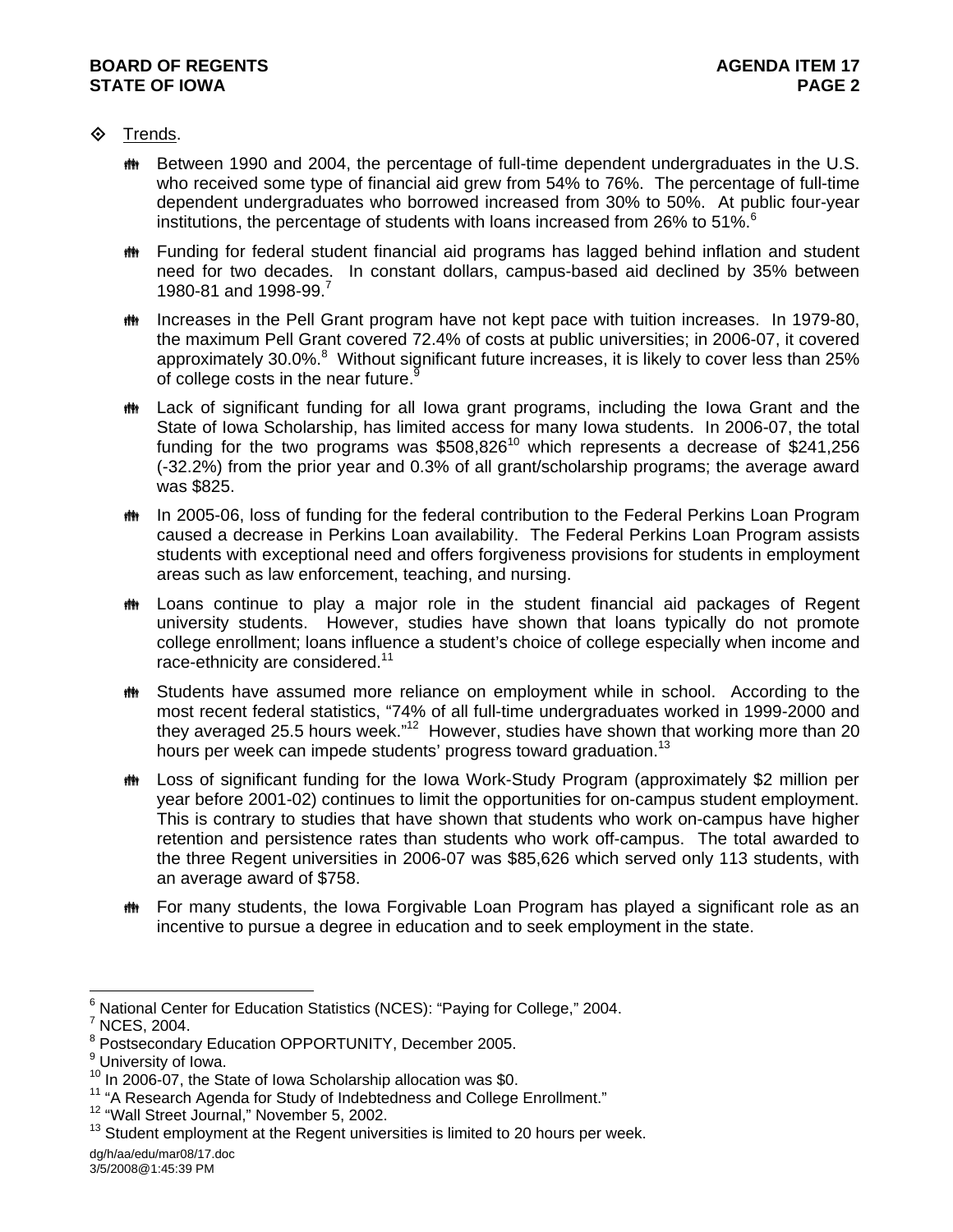- Trends.

  - Between 1990 and 2004, the percentage of full-time dependent undergraduates in the U.S. who received some type of financial aid grew from 54% to 76%. The percentage of full-time dependent undergraduates who borrowed increased from 30% to 50%. At public four-year institutions, the percentage of students with loans increased from 26% to 51%.[6]

  - Funding for federal student financial aid programs has lagged behind inflation and student need for two decades. In constant dollars, campus-based aid declined by 35% between 1980-81 and 1998-99.[7]

  - Increases in the Pell Grant program have not kept pace with tuition increases. In 1979-80, the maximum Pell Grant covered 72.4% of costs at public universities; in 2006-07, it covered approximately 30.0%.[8] Without significant future increases, it is likely to cover less than 25% of college costs in the near future.[9]

  - Lack of significant funding for all Iowa grant programs, including the Iowa Grant and the State of Iowa Scholarship, has limited access for many Iowa students. In 2006-07, the total funding for the two programs was $508,826[10] which represents a decrease of $241,256 (-32.2%) from the prior year and 0.3% of all grant/scholarship programs; the average award was $825.

  - In 2005-06, loss of funding for the federal contribution to the Federal Perkins Loan Program caused a decrease in Perkins Loan availability. The Federal Perkins Loan Program assists students with exceptional need and offers forgiveness provisions for students in employment areas such as law enforcement, teaching, and nursing.

  - Loans continue to play a major role in the student financial aid packages of Regent university students. However, studies have shown that loans typically do not promote college enrollment; loans influence a student's choice of college especially when income and race-ethnicity are considered.[11]

  - Students have assumed more reliance on employment while in school. According to the most recent federal statistics, "74% of all full-time undergraduates worked in 1999-2000 and they averaged 25.5 hours week."[12] However, studies have shown that working more than 20 hours per week can impede students' progress toward graduation.[13]

  - Loss of significant funding for the Iowa Work-Study Program (approximately $2 million per year before 2001-02) continues to limit the opportunities for on-campus student employment. This is contrary to studies that have shown that students who work on-campus have higher retention and persistence rates than students who work off-campus. The total awarded to the three Regent universities in 2006-07 was $85,626 which served only 113 students, with an average award of $758.

  - For many students, the Iowa Forgivable Loan Program has played a significant role as an incentive to pursue a degree in education and to seek employment in the state.

---

[6] National Center for Education Statistics (NCES): "Paying for College," 2004.

[7] NCES, 2004.

[8] Postsecondary Education OPPORTUNITY, December 2005.

[9] University of Iowa.

[10] In 2006-07, the State of Iowa Scholarship allocation was $0.

[11] "A Research Agenda for Study of Indebtedness and College Enrollment."

[12] "Wall Street Journal," November 5, 2002.

[13] Student employment at the Regent universities is limited to 20 hours per week.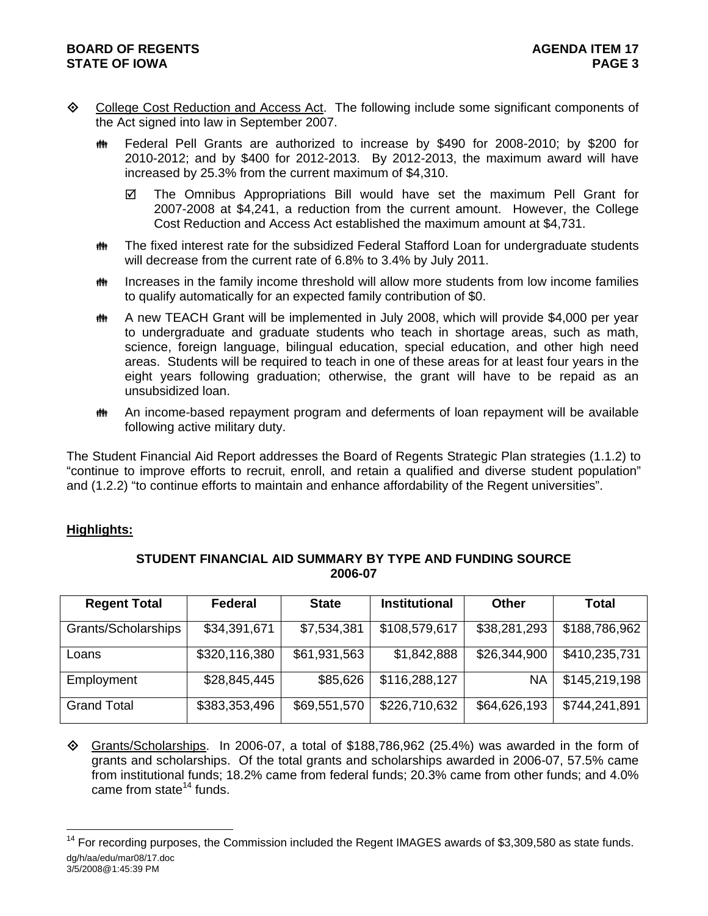- College Cost Reduction and Access Act. The following include some significant components of the Act signed into law in September 2007.
  - Federal Pell Grants are authorized to increase by $490 for 2008-2010; by $200 for 2010-2012; and by $400 for 2012-2013. By 2012-2013, the maximum award will have increased by 25.3% from the current maximum of $4,310.
    - ☑ The Omnibus Appropriations Bill would have set the maximum Pell Grant for 2007-2008 at $4,241, a reduction from the current amount. However, the College Cost Reduction and Access Act established the maximum amount at $4,731.
  - The fixed interest rate for the subsidized Federal Stafford Loan for undergraduate students will decrease from the current rate of 6.8% to 3.4% by July 2011.
  - Increases in the family income threshold will allow more students from low income families to qualify automatically for an expected family contribution of $0.
  - A new TEACH Grant will be implemented in July 2008, which will provide $4,000 per year to undergraduate and graduate students who teach in shortage areas, such as math, science, foreign language, bilingual education, special education, and other high need areas. Students will be required to teach in one of these areas for at least four years in the eight years following graduation; otherwise, the grant will have to be repaid as an unsubsidized loan.
  - An income-based repayment program and deferments of loan repayment will be available following active military duty.

The Student Financial Aid Report addresses the Board of Regents Strategic Plan strategies (1.1.2) to "continue to improve efforts to recruit, enroll, and retain a qualified and diverse student population" and (1.2.2) "to continue efforts to maintain and enhance affordability of the Regent universities".

## Highlights:

### STUDENT FINANCIAL AID SUMMARY BY TYPE AND FUNDING SOURCE 2006-07

| Regent Total | Federal | State | Institutional | Other | Total |
|---|---|---|---|---|---|
| Grants/Scholarships | $34,391,671 | $7,534,381 | $108,579,617 | $38,281,293 | $188,786,962 |
| Loans | $320,116,380 | $61,931,563 | $1,842,888 | $26,344,900 | $410,235,731 |
| Employment | $28,845,445 | $85,626 | $116,288,127 | NA | $145,219,198 |
| Grand Total | $383,353,496 | $69,551,570 | $226,710,632 | $64,626,193 | $744,241,891 |

- Grants/Scholarships. In 2006-07, a total of $188,786,962 (25.4%) was awarded in the form of grants and scholarships. Of the total grants and scholarships awarded in 2006-07, 57.5% came from institutional funds; 18.2% came from federal funds; 20.3% came from other funds; and 4.0% came from state[14] funds.

[14] For recording purposes, the Commission included the Regent IMAGES awards of $3,309,580 as state funds.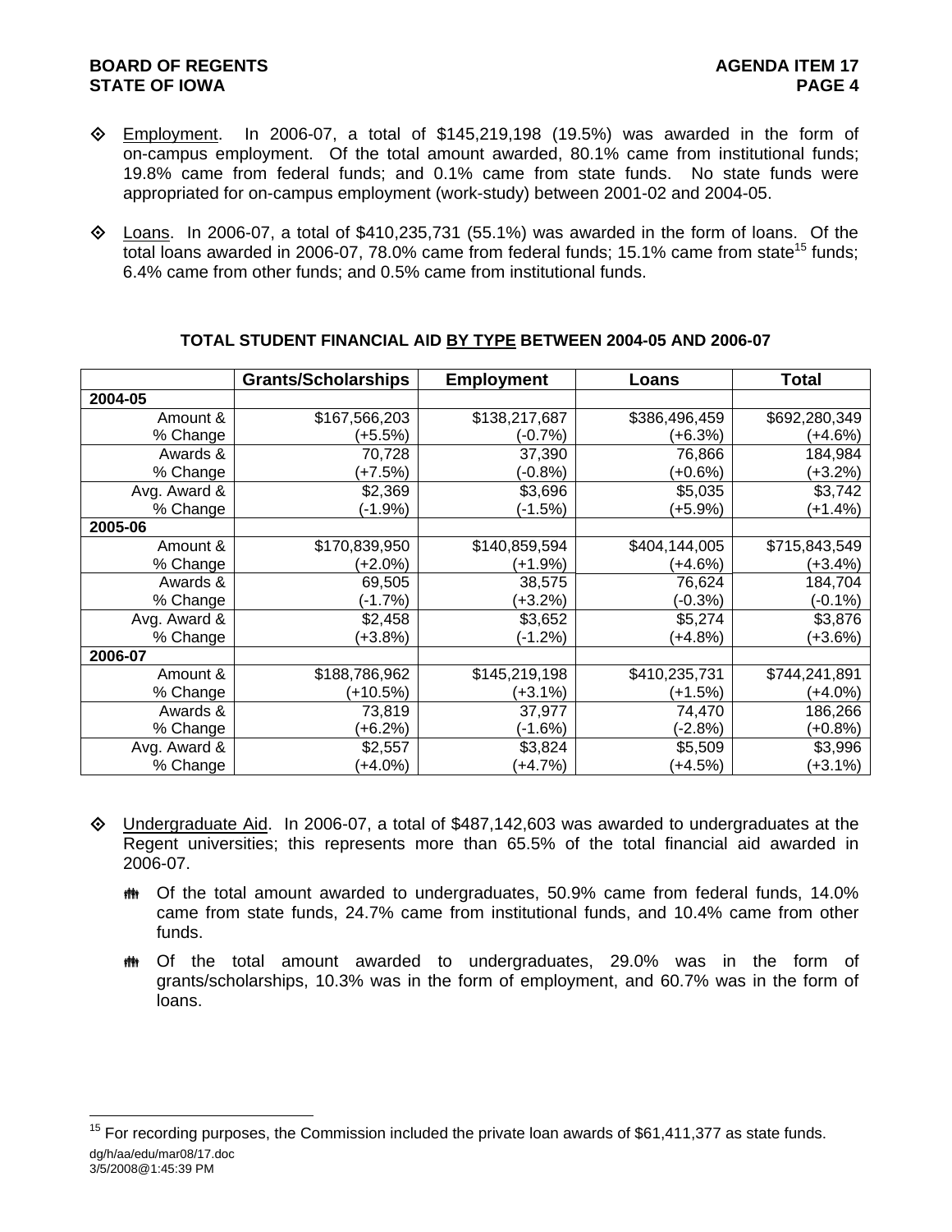- Employment. In 2006-07, a total of $145,219,198 (19.5%) was awarded in the form of on-campus employment. Of the total amount awarded, 80.1% came from institutional funds; 19.8% came from federal funds; and 0.1% came from state funds. No state funds were appropriated for on-campus employment (work-study) between 2001-02 and 2004-05.

- Loans. In 2006-07, a total of $410,235,731 (55.1%) was awarded in the form of loans. Of the total loans awarded in 2006-07, 78.0% came from federal funds; 15.1% came from state[15] funds; 6.4% came from other funds; and 0.5% came from institutional funds.

**TOTAL STUDENT FINANCIAL AID BY TYPE BETWEEN 2004-05 AND 2006-07**

| | Grants/Scholarships | Employment | Loans | Total |
|---|---|---|---|---|
| **2004-05** | | | | |
| Amount & % Change | $167,566,203 (+5.5%) | $138,217,687 (-0.7%) | $386,496,459 (+6.3%) | $692,280,349 (+4.6%) |
| Awards & % Change | 70,728 (+7.5%) | 37,390 (-0.8%) | 76,866 (+0.6%) | 184,984 (+3.2%) |
| Avg. Award & % Change | $2,369 (-1.9%) | $3,696 (-1.5%) | $5,035 (+5.9%) | $3,742 (+1.4%) |
| **2005-06** | | | | |
| Amount & % Change | $170,839,950 (+2.0%) | $140,859,594 (+1.9%) | $404,144,005 (+4.6%) | $715,843,549 (+3.4%) |
| Awards & % Change | 69,505 (-1.7%) | 38,575 (+3.2%) | 76,624 (-0.3%) | 184,704 (-0.1%) |
| Avg. Award & % Change | $2,458 (+3.8%) | $3,652 (-1.2%) | $5,274 (+4.8%) | $3,876 (+3.6%) |
| **2006-07** | | | | |
| Amount & % Change | $188,786,962 (+10.5%) | $145,219,198 (+3.1%) | $410,235,731 (+1.5%) | $744,241,891 (+4.0%) |
| Awards & % Change | 73,819 (+6.2%) | 37,977 (-1.6%) | 74,470 (-2.8%) | 186,266 (+0.8%) |
| Avg. Award & % Change | $2,557 (+4.0%) | $3,824 (+4.7%) | $5,509 (+4.5%) | $3,996 (+3.1%) |

- Undergraduate Aid. In 2006-07, a total of $487,142,603 was awarded to undergraduates at the Regent universities; this represents more than 65.5% of the total financial aid awarded in 2006-07.

  - Of the total amount awarded to undergraduates, 50.9% came from federal funds, 14.0% came from state funds, 24.7% came from institutional funds, and 10.4% came from other funds.

  - Of the total amount awarded to undergraduates, 29.0% was in the form of grants/scholarships, 10.3% was in the form of employment, and 60.7% was in the form of loans.

[15] For recording purposes, the Commission included the private loan awards of $61,411,377 as state funds.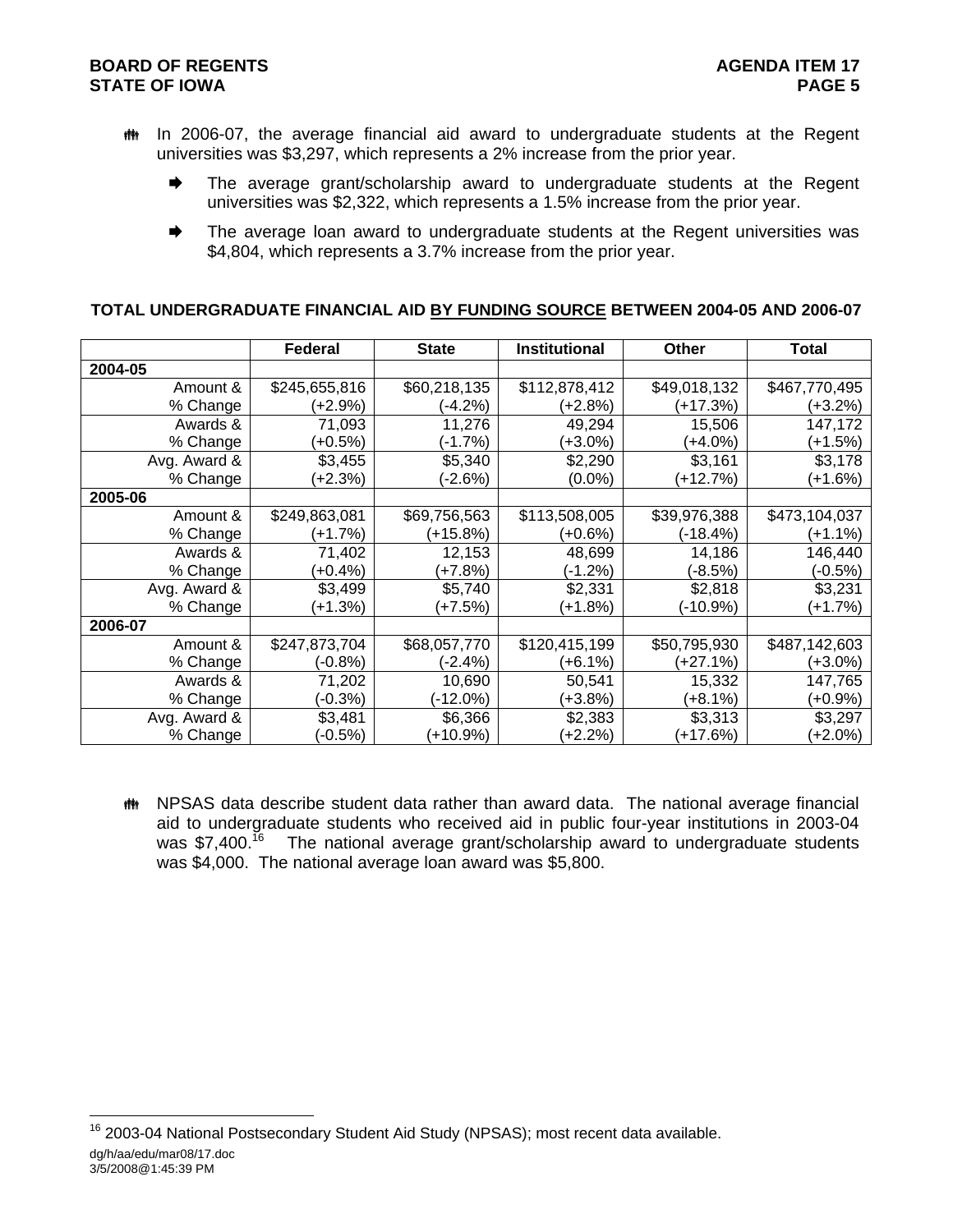- In 2006-07, the average financial aid award to undergraduate students at the Regent universities was $3,297, which represents a 2% increase from the prior year.
  - The average grant/scholarship award to undergraduate students at the Regent universities was $2,322, which represents a 1.5% increase from the prior year.
  - The average loan award to undergraduate students at the Regent universities was $4,804, which represents a 3.7% increase from the prior year.

**TOTAL UNDERGRADUATE FINANCIAL AID BY FUNDING SOURCE BETWEEN 2004-05 AND 2006-07**

| | Federal | State | Institutional | Other | Total |
|---|---|---|---|---|---|
| **2004-05** | | | | | |
| Amount & % Change | $245,655,816 (+2.9%) | $60,218,135 (-4.2%) | $112,878,412 (+2.8%) | $49,018,132 (+17.3%) | $467,770,495 (+3.2%) |
| Awards & % Change | 71,093 (+0.5%) | 11,276 (-1.7%) | 49,294 (+3.0%) | 15,506 (+4.0%) | 147,172 (+1.5%) |
| Avg. Award & % Change | $3,455 (+2.3%) | $5,340 (-2.6%) | $2,290 (0.0%) | $3,161 (+12.7%) | $3,178 (+1.6%) |
| **2005-06** | | | | | |
| Amount & % Change | $249,863,081 (+1.7%) | $69,756,563 (+15.8%) | $113,508,005 (+0.6%) | $39,976,388 (-18.4%) | $473,104,037 (+1.1%) |
| Awards & % Change | 71,402 (+0.4%) | 12,153 (+7.8%) | 48,699 (-1.2%) | 14,186 (-8.5%) | 146,440 (-0.5%) |
| Avg. Award & % Change | $3,499 (+1.3%) | $5,740 (+7.5%) | $2,331 (+1.8%) | $2,818 (-10.9%) | $3,231 (+1.7%) |
| **2006-07** | | | | | |
| Amount & % Change | $247,873,704 (-0.8%) | $68,057,770 (-2.4%) | $120,415,199 (+6.1%) | $50,795,930 (+27.1%) | $487,142,603 (+3.0%) |
| Awards & % Change | 71,202 (-0.3%) | 10,690 (-12.0%) | 50,541 (+3.8%) | 15,332 (+8.1%) | 147,765 (+0.9%) |
| Avg. Award & % Change | $3,481 (-0.5%) | $6,366 (+10.9%) | $2,383 (+2.2%) | $3,313 (+17.6%) | $3,297 (+2.0%) |

- NPSAS data describe student data rather than award data. The national average financial aid to undergraduate students who received aid in public four-year institutions in 2003-04 was $7,400.[16] The national average grant/scholarship award to undergraduate students was $4,000. The national average loan award was $5,800.

[16] 2003-04 National Postsecondary Student Aid Study (NPSAS); most recent data available.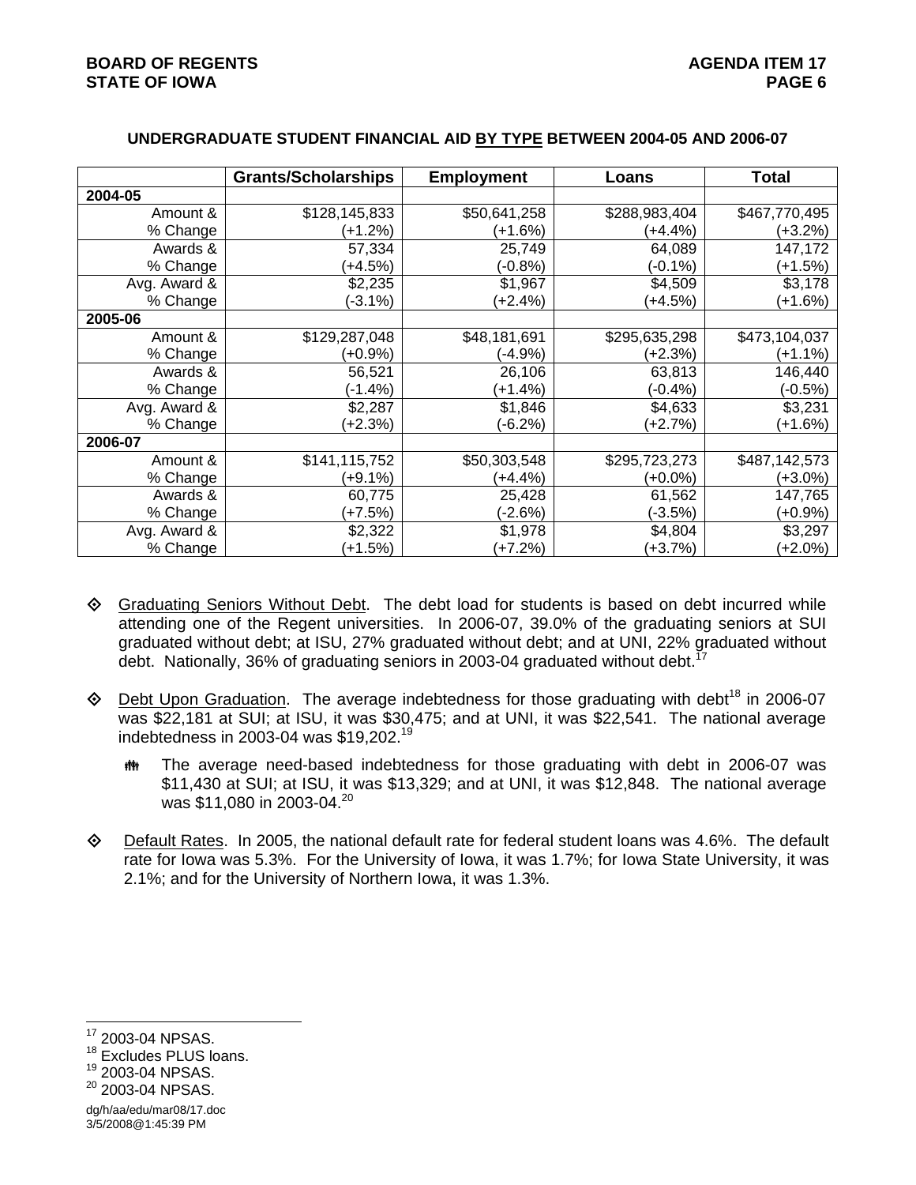**UNDERGRADUATE STUDENT FINANCIAL AID BY TYPE BETWEEN 2004-05 AND 2006-07**

| | Grants/Scholarships | Employment | Loans | Total |
|---|---|---|---|---|
| **2004-05** | | | | |
| Amount & | \$128,145,833 | \$50,641,258 | \$288,983,404 | \$467,770,495 |
| % Change | (+1.2%) | (+1.6%) | (+4.4%) | (+3.2%) |
| Awards & | 57,334 | 25,749 | 64,089 | 147,172 |
| % Change | (+4.5%) | (-0.8%) | (-0.1%) | (+1.5%) |
| Avg. Award & | \$2,235 | \$1,967 | \$4,509 | \$3,178 |
| % Change | (-3.1%) | (+2.4%) | (+4.5%) | (+1.6%) |
| **2005-06** | | | | |
| Amount & | \$129,287,048 | \$48,181,691 | \$295,635,298 | \$473,104,037 |
| % Change | (+0.9%) | (-4.9%) | (+2.3%) | (+1.1%) |
| Awards & | 56,521 | 26,106 | 63,813 | 146,440 |
| % Change | (-1.4%) | (+1.4%) | (-0.4%) | (-0.5%) |
| Avg. Award & | \$2,287 | \$1,846 | \$4,633 | \$3,231 |
| % Change | (+2.3%) | (-6.2%) | (+2.7%) | (+1.6%) |
| **2006-07** | | | | |
| Amount & | \$141,115,752 | \$50,303,548 | \$295,723,273 | \$487,142,573 |
| % Change | (+9.1%) | (+4.4%) | (+0.0%) | (+3.0%) |
| Awards & | 60,775 | 25,428 | 61,562 | 147,765 |
| % Change | (+7.5%) | (-2.6%) | (-3.5%) | (+0.9%) |
| Avg. Award & | \$2,322 | \$1,978 | \$4,804 | \$3,297 |
| % Change | (+1.5%) | (+7.2%) | (+3.7%) | (+2.0%) |

- Graduating Seniors Without Debt. The debt load for students is based on debt incurred while attending one of the Regent universities. In 2006-07, 39.0% of the graduating seniors at SUI graduated without debt; at ISU, 27% graduated without debt; and at UNI, 22% graduated without debt. Nationally, 36% of graduating seniors in 2003-04 graduated without debt.[17]

- Debt Upon Graduation. The average indebtedness for those graduating with debt[18] in 2006-07 was \$22,181 at SUI; at ISU, it was \$30,475; and at UNI, it was \$22,541. The national average indebtedness in 2003-04 was \$19,202.[19]

  - The average need-based indebtedness for those graduating with debt in 2006-07 was \$11,430 at SUI; at ISU, it was \$13,329; and at UNI, it was \$12,848. The national average was \$11,080 in 2003-04.[20]

- Default Rates. In 2005, the national default rate for federal student loans was 4.6%. The default rate for Iowa was 5.3%. For the University of Iowa, it was 1.7%; for Iowa State University, it was 2.1%; and for the University of Northern Iowa, it was 1.3%.

---

[17] 2003-04 NPSAS.

[18] Excludes PLUS loans.

[19] 2003-04 NPSAS.

[20] 2003-04 NPSAS.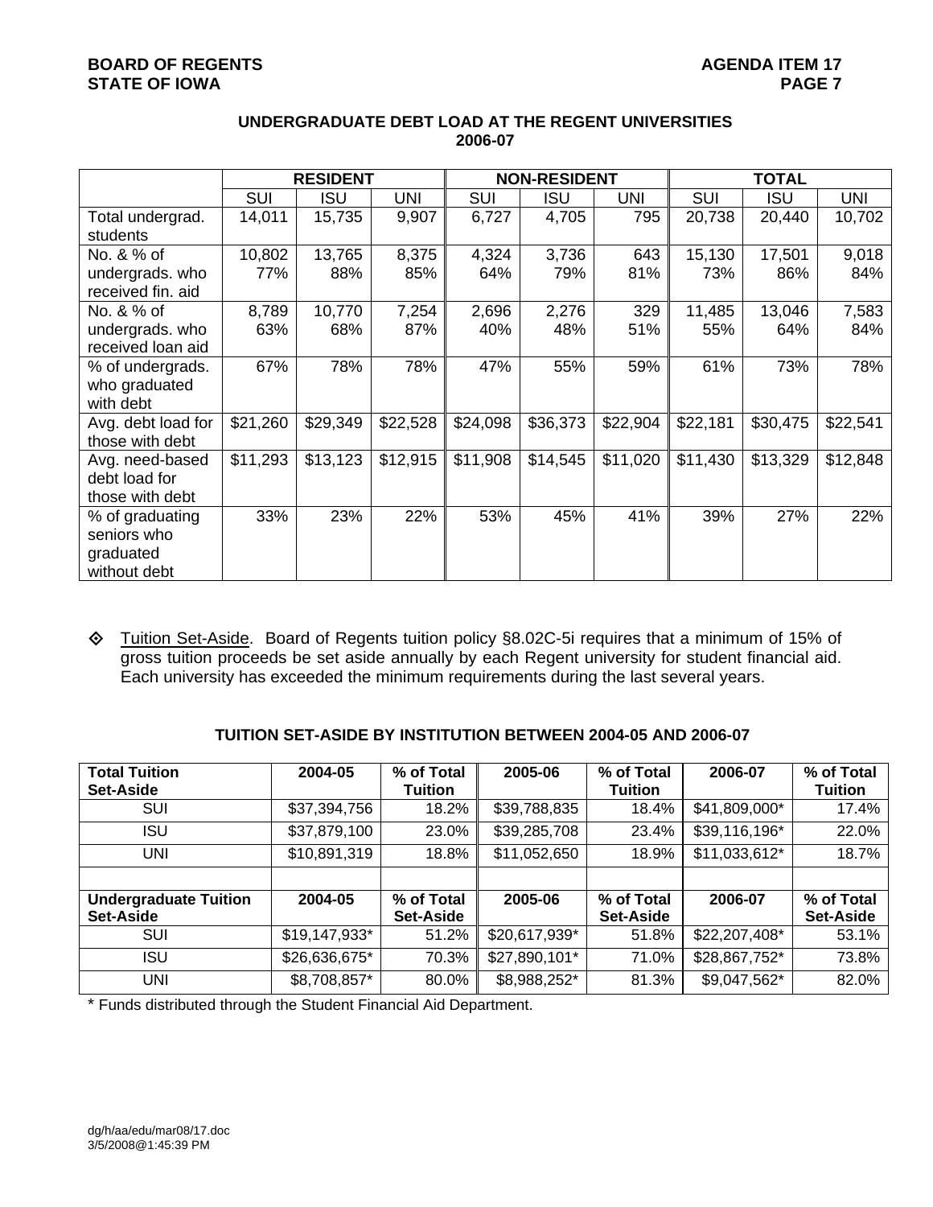## UNDERGRADUATE DEBT LOAD AT THE REGENT UNIVERSITIES 2006-07

| | RESIDENT | | | NON-RESIDENT | | | TOTAL | | |
|---|---|---|---|---|---|---|---|---|---|
| | SUI | ISU | UNI | SUI | ISU | UNI | SUI | ISU | UNI |
| Total undergrad. students | 14,011 | 15,735 | 9,907 | 6,727 | 4,705 | 795 | 20,738 | 20,440 | 10,702 |
| No. & % of undergrads. who received fin. aid | 10,802 77% | 13,765 88% | 8,375 85% | 4,324 64% | 3,736 79% | 643 81% | 15,130 73% | 17,501 86% | 9,018 84% |
| No. & % of undergrads. who received loan aid | 8,789 63% | 10,770 68% | 7,254 87% | 2,696 40% | 2,276 48% | 329 51% | 11,485 55% | 13,046 64% | 7,583 84% |
| % of undergrads. who graduated with debt | 67% | 78% | 78% | 47% | 55% | 59% | 61% | 73% | 78% |
| Avg. debt load for those with debt | $21,260 | $29,349 | $22,528 | $24,098 | $36,373 | $22,904 | $22,181 | $30,475 | $22,541 |
| Avg. need-based debt load for those with debt | $11,293 | $13,123 | $12,915 | $11,908 | $14,545 | $11,020 | $11,430 | $13,329 | $12,848 |
| % of graduating seniors who graduated without debt | 33% | 23% | 22% | 53% | 45% | 41% | 39% | 27% | 22% |

- Tuition Set-Aside. Board of Regents tuition policy §8.02C-5i requires that a minimum of 15% of gross tuition proceeds be set aside annually by each Regent university for student financial aid. Each university has exceeded the minimum requirements during the last several years.

### TUITION SET-ASIDE BY INSTITUTION BETWEEN 2004-05 AND 2006-07

| **Total Tuition Set-Aside** | **2004-05** | **% of Total Tuition** | **2005-06** | **% of Total Tuition** | **2006-07** | **% of Total Tuition** |
|---|---|---|---|---|---|---|
| SUI | $37,394,756 | 18.2% | $39,788,835 | 18.4% | $41,809,000* | 17.4% |
| ISU | $37,879,100 | 23.0% | $39,285,708 | 23.4% | $39,116,196* | 22.0% |
| UNI | $10,891,319 | 18.8% | $11,052,650 | 18.9% | $11,033,612* | 18.7% |
| | | | | | | |
| **Undergraduate Tuition Set-Aside** | **2004-05** | **% of Total Set-Aside** | **2005-06** | **% of Total Set-Aside** | **2006-07** | **% of Total Set-Aside** |
| SUI | $19,147,933* | 51.2% | $20,617,939* | 51.8% | $22,207,408* | 53.1% |
| ISU | $26,636,675* | 70.3% | $27,890,101* | 71.0% | $28,867,752* | 73.8% |
| UNI | $8,708,857* | 80.0% | $8,988,252* | 81.3% | $9,047,562* | 82.0% |

\* Funds distributed through the Student Financial Aid Department.

dg/h/aa/edu/mar08/17.doc
3/5/2008@1:45:39 PM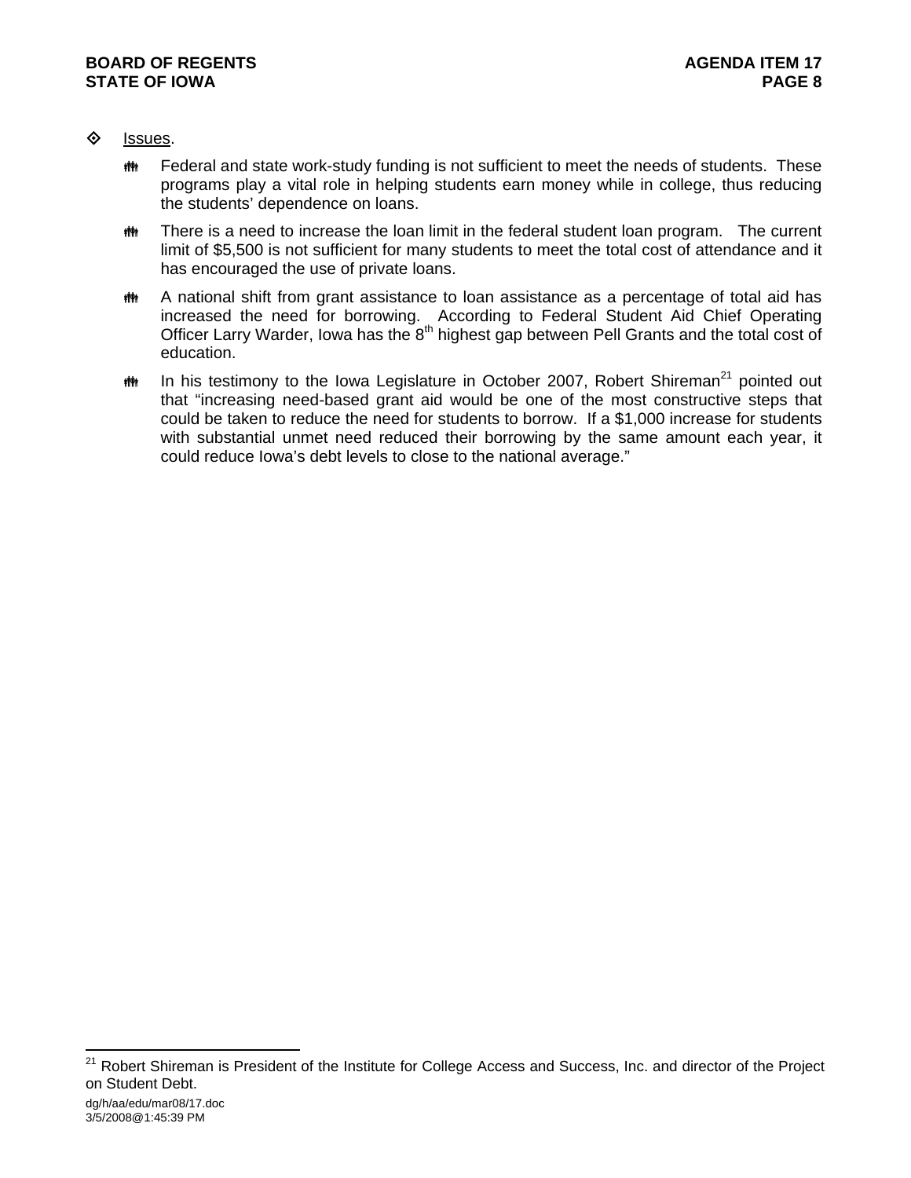- Issues.

  - Federal and state work-study funding is not sufficient to meet the needs of students. These programs play a vital role in helping students earn money while in college, thus reducing the students' dependence on loans.

  - There is a need to increase the loan limit in the federal student loan program. The current limit of $5,500 is not sufficient for many students to meet the total cost of attendance and it has encouraged the use of private loans.

  - A national shift from grant assistance to loan assistance as a percentage of total aid has increased the need for borrowing. According to Federal Student Aid Chief Operating Officer Larry Warder, Iowa has the 8th highest gap between Pell Grants and the total cost of education.

  - In his testimony to the Iowa Legislature in October 2007, Robert Shireman[21] pointed out that "increasing need-based grant aid would be one of the most constructive steps that could be taken to reduce the need for students to borrow. If a $1,000 increase for students with substantial unmet need reduced their borrowing by the same amount each year, it could reduce Iowa's debt levels to close to the national average."

---

[21] Robert Shireman is President of the Institute for College Access and Success, Inc. and director of the Project on Student Debt.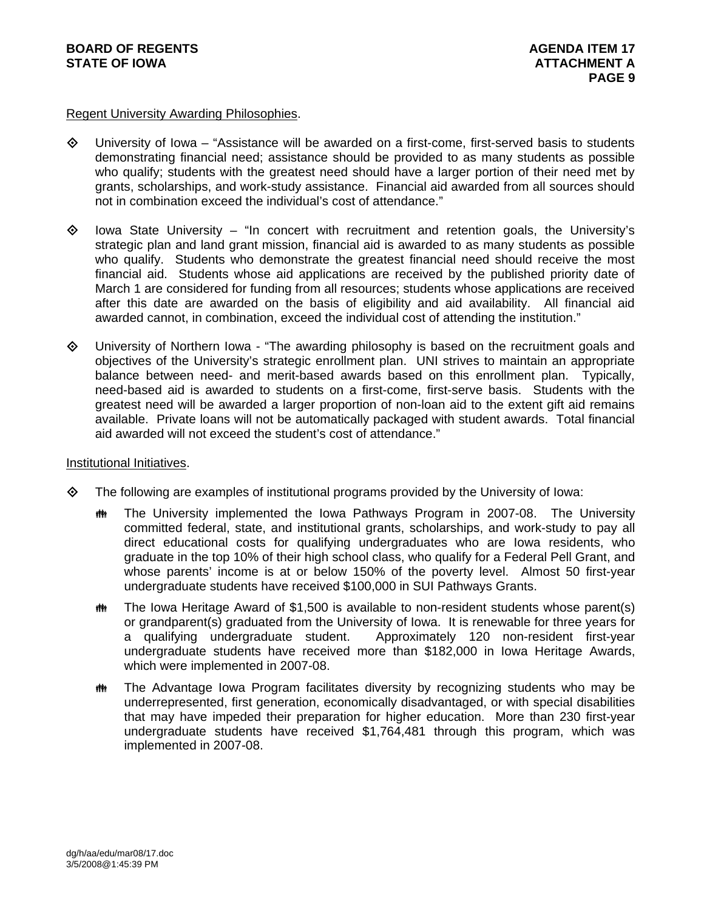Regent University Awarding Philosophies.

- University of Iowa – "Assistance will be awarded on a first-come, first-served basis to students demonstrating financial need; assistance should be provided to as many students as possible who qualify; students with the greatest need should have a larger portion of their need met by grants, scholarships, and work-study assistance. Financial aid awarded from all sources should not in combination exceed the individual's cost of attendance."

- Iowa State University – "In concert with recruitment and retention goals, the University's strategic plan and land grant mission, financial aid is awarded to as many students as possible who qualify. Students who demonstrate the greatest financial need should receive the most financial aid. Students whose aid applications are received by the published priority date of March 1 are considered for funding from all resources; students whose applications are received after this date are awarded on the basis of eligibility and aid availability. All financial aid awarded cannot, in combination, exceed the individual cost of attending the institution."

- University of Northern Iowa - "The awarding philosophy is based on the recruitment goals and objectives of the University's strategic enrollment plan. UNI strives to maintain an appropriate balance between need- and merit-based awards based on this enrollment plan. Typically, need-based aid is awarded to students on a first-come, first-serve basis. Students with the greatest need will be awarded a larger proportion of non-loan aid to the extent gift aid remains available. Private loans will not be automatically packaged with student awards. Total financial aid awarded will not exceed the student's cost of attendance."

Institutional Initiatives.

- The following are examples of institutional programs provided by the University of Iowa:
  - The University implemented the Iowa Pathways Program in 2007-08. The University committed federal, state, and institutional grants, scholarships, and work-study to pay all direct educational costs for qualifying undergraduates who are Iowa residents, who graduate in the top 10% of their high school class, who qualify for a Federal Pell Grant, and whose parents' income is at or below 150% of the poverty level. Almost 50 first-year undergraduate students have received $100,000 in SUI Pathways Grants.
  - The Iowa Heritage Award of $1,500 is available to non-resident students whose parent(s) or grandparent(s) graduated from the University of Iowa. It is renewable for three years for a qualifying undergraduate student. Approximately 120 non-resident first-year undergraduate students have received more than $182,000 in Iowa Heritage Awards, which were implemented in 2007-08.
  - The Advantage Iowa Program facilitates diversity by recognizing students who may be underrepresented, first generation, economically disadvantaged, or with special disabilities that may have impeded their preparation for higher education. More than 230 first-year undergraduate students have received $1,764,481 through this program, which was implemented in 2007-08.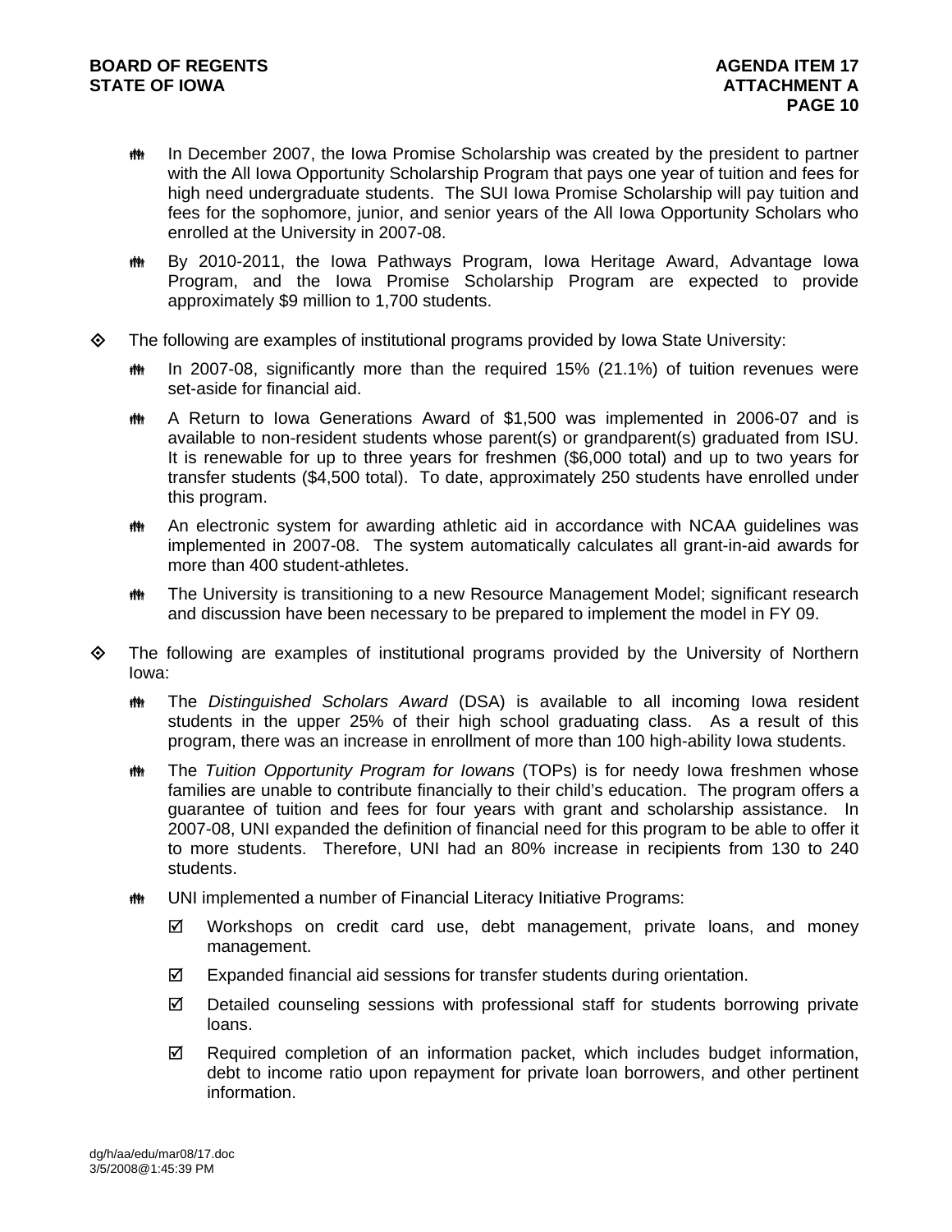- In December 2007, the Iowa Promise Scholarship was created by the president to partner with the All Iowa Opportunity Scholarship Program that pays one year of tuition and fees for high need undergraduate students. The SUI Iowa Promise Scholarship will pay tuition and fees for the sophomore, junior, and senior years of the All Iowa Opportunity Scholars who enrolled at the University in 2007-08.
- By 2010-2011, the Iowa Pathways Program, Iowa Heritage Award, Advantage Iowa Program, and the Iowa Promise Scholarship Program are expected to provide approximately $9 million to 1,700 students.

◇ The following are examples of institutional programs provided by Iowa State University:

- In 2007-08, significantly more than the required 15% (21.1%) of tuition revenues were set-aside for financial aid.
- A Return to Iowa Generations Award of $1,500 was implemented in 2006-07 and is available to non-resident students whose parent(s) or grandparent(s) graduated from ISU. It is renewable for up to three years for freshmen ($6,000 total) and up to two years for transfer students ($4,500 total). To date, approximately 250 students have enrolled under this program.
- An electronic system for awarding athletic aid in accordance with NCAA guidelines was implemented in 2007-08. The system automatically calculates all grant-in-aid awards for more than 400 student-athletes.
- The University is transitioning to a new Resource Management Model; significant research and discussion have been necessary to be prepared to implement the model in FY 09.

◇ The following are examples of institutional programs provided by the University of Northern Iowa:

- The *Distinguished Scholars Award* (DSA) is available to all incoming Iowa resident students in the upper 25% of their high school graduating class. As a result of this program, there was an increase in enrollment of more than 100 high-ability Iowa students.
- The *Tuition Opportunity Program for Iowans* (TOPs) is for needy Iowa freshmen whose families are unable to contribute financially to their child's education. The program offers a guarantee of tuition and fees for four years with grant and scholarship assistance. In 2007-08, UNI expanded the definition of financial need for this program to be able to offer it to more students. Therefore, UNI had an 80% increase in recipients from 130 to 240 students.
- UNI implemented a number of Financial Literacy Initiative Programs:
  - ☑ Workshops on credit card use, debt management, private loans, and money management.
  - ☑ Expanded financial aid sessions for transfer students during orientation.
  - ☑ Detailed counseling sessions with professional staff for students borrowing private loans.
  - ☑ Required completion of an information packet, which includes budget information, debt to income ratio upon repayment for private loan borrowers, and other pertinent information.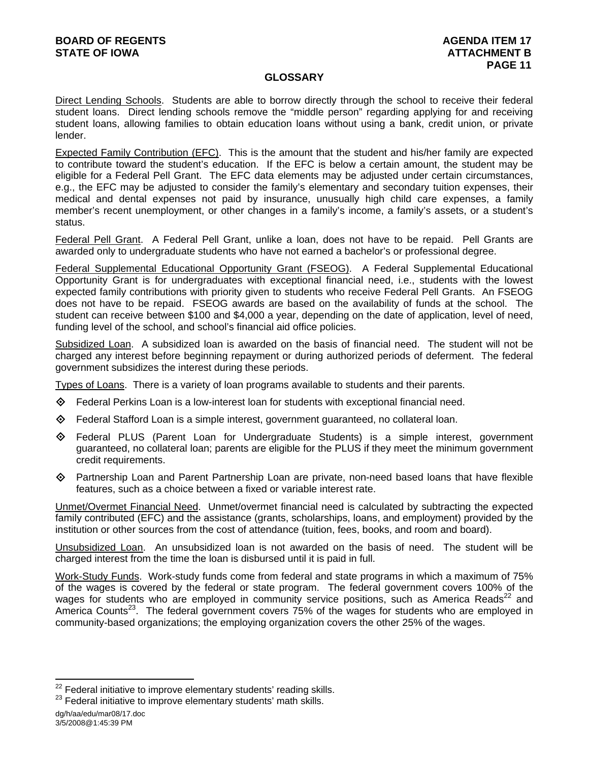## GLOSSARY

Direct Lending Schools. Students are able to borrow directly through the school to receive their federal student loans. Direct lending schools remove the "middle person" regarding applying for and receiving student loans, allowing families to obtain education loans without using a bank, credit union, or private lender.

Expected Family Contribution (EFC). This is the amount that the student and his/her family are expected to contribute toward the student's education. If the EFC is below a certain amount, the student may be eligible for a Federal Pell Grant. The EFC data elements may be adjusted under certain circumstances, e.g., the EFC may be adjusted to consider the family's elementary and secondary tuition expenses, their medical and dental expenses not paid by insurance, unusually high child care expenses, a family member's recent unemployment, or other changes in a family's income, a family's assets, or a student's status.

Federal Pell Grant. A Federal Pell Grant, unlike a loan, does not have to be repaid. Pell Grants are awarded only to undergraduate students who have not earned a bachelor's or professional degree.

Federal Supplemental Educational Opportunity Grant (FSEOG). A Federal Supplemental Educational Opportunity Grant is for undergraduates with exceptional financial need, i.e., students with the lowest expected family contributions with priority given to students who receive Federal Pell Grants. An FSEOG does not have to be repaid. FSEOG awards are based on the availability of funds at the school. The student can receive between $100 and $4,000 a year, depending on the date of application, level of need, funding level of the school, and school's financial aid office policies.

Subsidized Loan. A subsidized loan is awarded on the basis of financial need. The student will not be charged any interest before beginning repayment or during authorized periods of deferment. The federal government subsidizes the interest during these periods.

Types of Loans. There is a variety of loan programs available to students and their parents.

- Federal Perkins Loan is a low-interest loan for students with exceptional financial need.
- Federal Stafford Loan is a simple interest, government guaranteed, no collateral loan.
- Federal PLUS (Parent Loan for Undergraduate Students) is a simple interest, government guaranteed, no collateral loan; parents are eligible for the PLUS if they meet the minimum government credit requirements.
- Partnership Loan and Parent Partnership Loan are private, non-need based loans that have flexible features, such as a choice between a fixed or variable interest rate.

Unmet/Overmet Financial Need. Unmet/overmet financial need is calculated by subtracting the expected family contributed (EFC) and the assistance (grants, scholarships, loans, and employment) provided by the institution or other sources from the cost of attendance (tuition, fees, books, and room and board).

Unsubsidized Loan. An unsubsidized loan is not awarded on the basis of need. The student will be charged interest from the time the loan is disbursed until it is paid in full.

Work-Study Funds. Work-study funds come from federal and state programs in which a maximum of 75% of the wages is covered by the federal or state program. The federal government covers 100% of the wages for students who are employed in community service positions, such as America Reads[22] and America Counts[23]. The federal government covers 75% of the wages for students who are employed in community-based organizations; the employing organization covers the other 25% of the wages.

[22] Federal initiative to improve elementary students' reading skills.

[23] Federal initiative to improve elementary students' math skills.

dg/h/aa/edu/mar08/17.doc
3/5/2008@1:45:39 PM